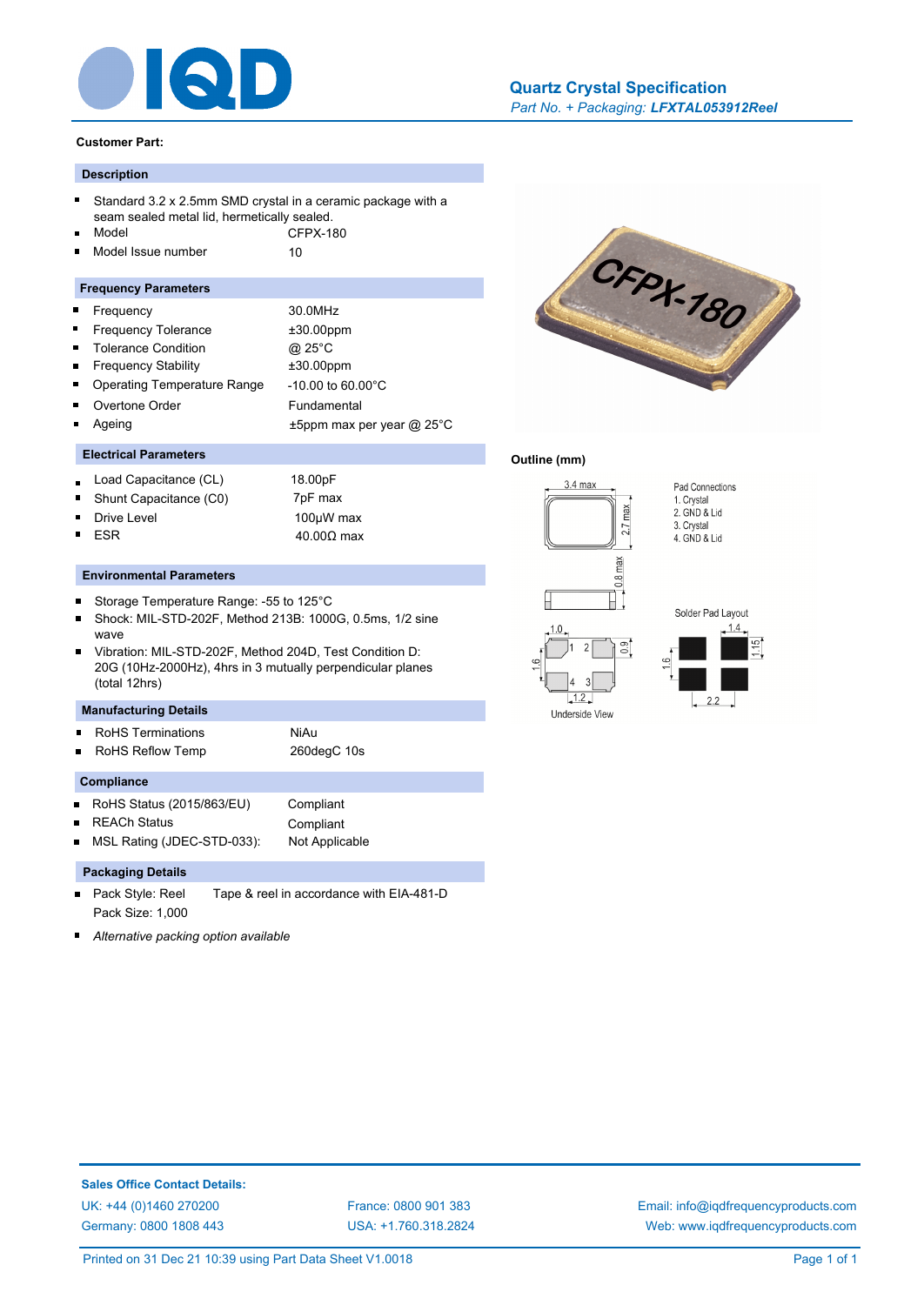# Quartz Crystal Specification

*Part No. + Packaging:* ***LFXTAL053912Reel***

**Customer Part:**

## Description

- Standard 3.2 x 2.5mm SMD crystal in a ceramic package with a seam sealed metal lid, hermetically sealed.
- Model: CFPX-180
- Model Issue number: 10

## Frequency Parameters

- Frequency: 30.0MHz
- Frequency Tolerance: ±30.00ppm
- Tolerance Condition: @ 25°C
- Frequency Stability: ±30.00ppm
- Operating Temperature Range: -10.00 to 60.00°C
- Overtone Order: Fundamental
- Ageing: ±5ppm max per year @ 25°C

## Electrical Parameters

- Load Capacitance (CL): 18.00pF
- Shunt Capacitance (C0): 7pF max
- Drive Level: 100µW max
- ESR: 40.00Ω max

## Environmental Parameters

- Storage Temperature Range: -55 to 125°C
- Shock: MIL-STD-202F, Method 213B: 1000G, 0.5ms, 1/2 sine wave
- Vibration: MIL-STD-202F, Method 204D, Test Condition D: 20G (10Hz-2000Hz), 4hrs in 3 mutually perpendicular planes (total 12hrs)

## Manufacturing Details

- RoHS Terminations: NiAu
- RoHS Reflow Temp: 260degC 10s

## Compliance

- RoHS Status (2015/863/EU): Compliant
- REACh Status: Compliant
- MSL Rating (JDEC-STD-033): Not Applicable

## Packaging Details

- Pack Style: Reel — Tape & reel in accordance with EIA-481-D
  Pack Size: 1,000
- *Alternative packing option available*

## Outline (mm)

3.4 max, 2.7 max, 0.8 max

Pad Connections
1. Crystal
2. GND & Lid
3. Crystal
4. GND & Lid

Underside View: 1.0, 1.6, 0.9, 1.2

Solder Pad Layout: 1.4, 1.15, 1.6, 2.2

**Sales Office Contact Details:**

UK: +44 (0)1460 270200
Germany: 0800 1808 443
France: 0800 901 383
USA: +1.760.318.2824
Email: info@iqdfrequencyproducts.com
Web: www.iqdfrequencyproducts.com

Printed on 31 Dec 21 10:39 using Part Data Sheet V1.0018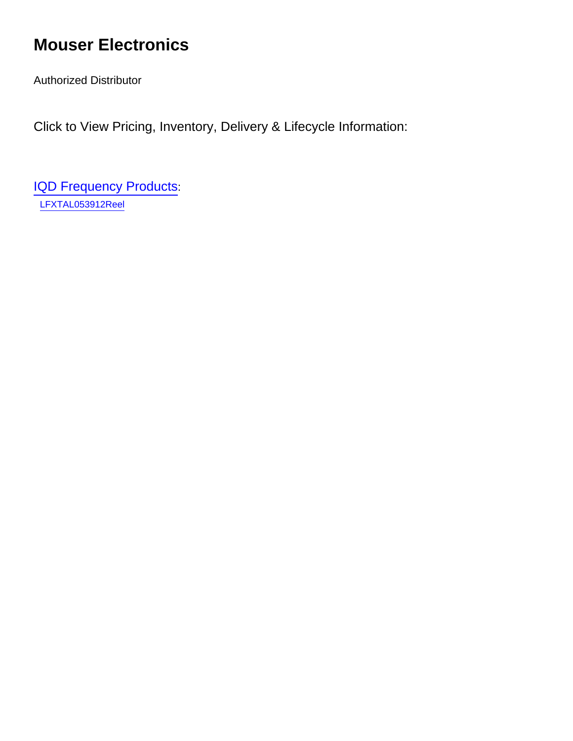# Mouser Electronics

Authorized Distributor

Click to View Pricing, Inventory, Delivery & Lifecycle Information:

IQD Frequency Products:

LFXTAL053912Reel